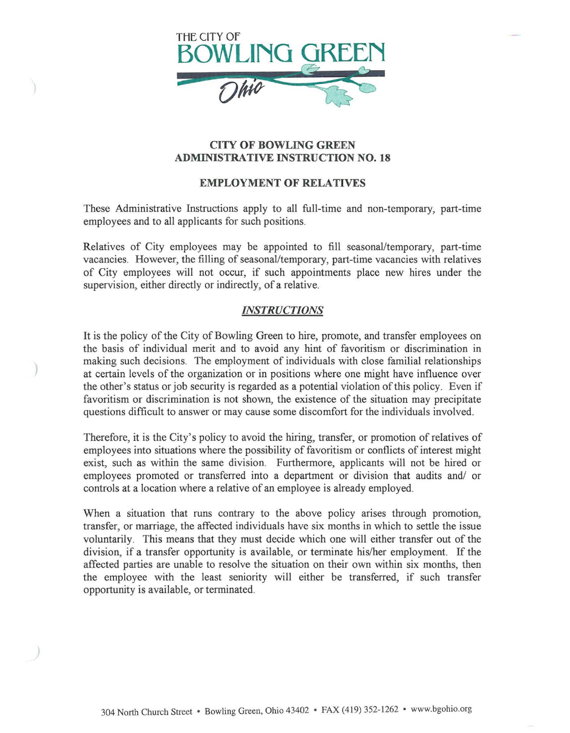THE CITY OF
BOWLING GREEN
Ohio

## CITY OF BOWLING GREEN
## ADMINISTRATIVE INSTRUCTION NO. 18

### EMPLOYMENT OF RELATIVES

These Administrative Instructions apply to all full-time and non-temporary, part-time employees and to all applicants for such positions.

Relatives of City employees may be appointed to fill seasonal/temporary, part-time vacancies. However, the filling of seasonal/temporary, part-time vacancies with relatives of City employees will not occur, if such appointments place new hires under the supervision, either directly or indirectly, of a relative.

### *INSTRUCTIONS*

It is the policy of the City of Bowling Green to hire, promote, and transfer employees on the basis of individual merit and to avoid any hint of favoritism or discrimination in making such decisions. The employment of individuals with close familial relationships at certain levels of the organization or in positions where one might have influence over the other's status or job security is regarded as a potential violation of this policy. Even if favoritism or discrimination is not shown, the existence of the situation may precipitate questions difficult to answer or may cause some discomfort for the individuals involved.

Therefore, it is the City's policy to avoid the hiring, transfer, or promotion of relatives of employees into situations where the possibility of favoritism or conflicts of interest might exist, such as within the same division. Furthermore, applicants will not be hired or employees promoted or transferred into a department or division that audits and/ or controls at a location where a relative of an employee is already employed.

When a situation that runs contrary to the above policy arises through promotion, transfer, or marriage, the affected individuals have six months in which to settle the issue voluntarily. This means that they must decide which one will either transfer out of the division, if a transfer opportunity is available, or terminate his/her employment. If the affected parties are unable to resolve the situation on their own within six months, then the employee with the least seniority will either be transferred, if such transfer opportunity is available, or terminated.

304 North Church Street • Bowling Green, Ohio 43402 • FAX (419) 352-1262 • www.bgohio.org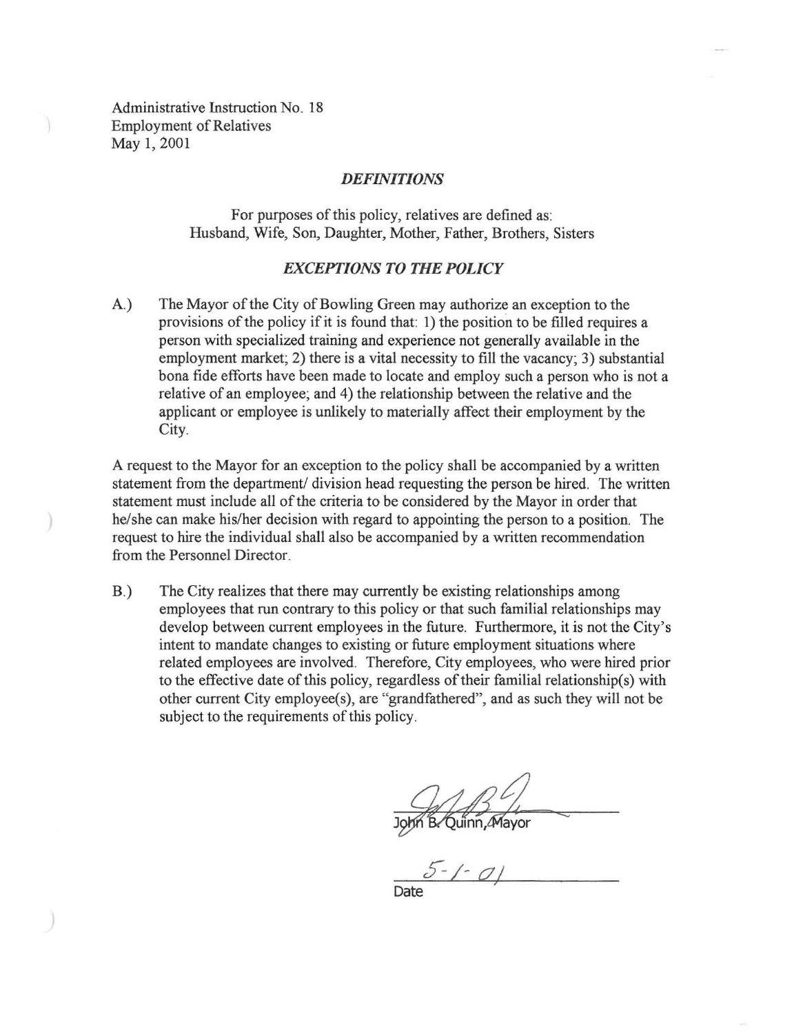Administrative Instruction No. 18
Employment of Relatives
May 1, 2001

### *DEFINITIONS*

For purposes of this policy, relatives are defined as:
Husband, Wife, Son, Daughter, Mother, Father, Brothers, Sisters

### *EXCEPTIONS TO THE POLICY*

A.) The Mayor of the City of Bowling Green may authorize an exception to the provisions of the policy if it is found that: 1) the position to be filled requires a person with specialized training and experience not generally available in the employment market; 2) there is a vital necessity to fill the vacancy; 3) substantial bona fide efforts have been made to locate and employ such a person who is not a relative of an employee; and 4) the relationship between the relative and the applicant or employee is unlikely to materially affect their employment by the City.

A request to the Mayor for an exception to the policy shall be accompanied by a written statement from the department/ division head requesting the person be hired. The written statement must include all of the criteria to be considered by the Mayor in order that he/she can make his/her decision with regard to appointing the person to a position. The request to hire the individual shall also be accompanied by a written recommendation from the Personnel Director.

B.) The City realizes that there may currently be existing relationships among employees that run contrary to this policy or that such familial relationships may develop between current employees in the future. Furthermore, it is not the City's intent to mandate changes to existing or future employment situations where related employees are involved. Therefore, City employees, who were hired prior to the effective date of this policy, regardless of their familial relationship(s) with other current City employee(s), are "grandfathered", and as such they will not be subject to the requirements of this policy.

John B. Quinn, Mayor

5-1-01
Date